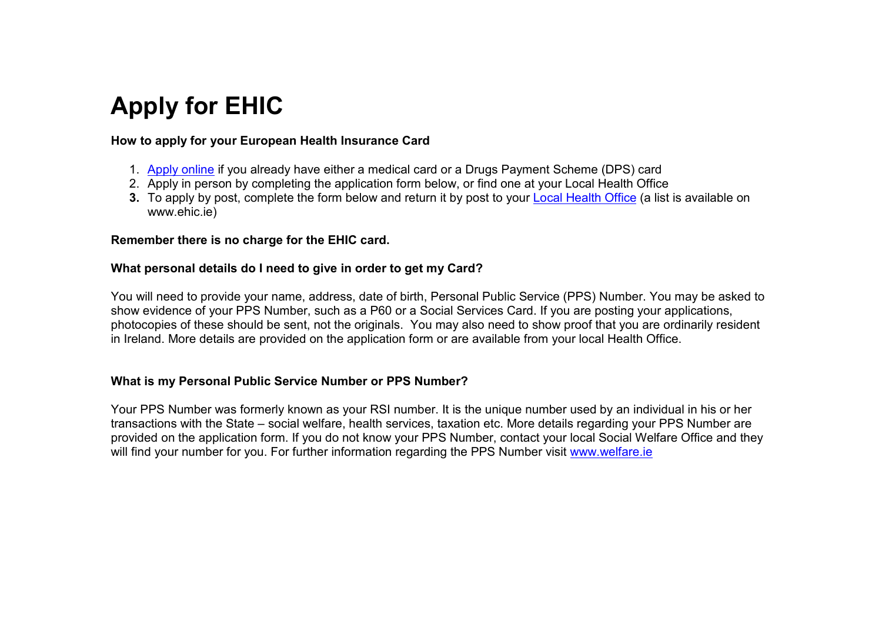# Apply for EHIC

**How to apply for your European Health Insurance Card**

1. Apply online if you already have either a medical card or a Drugs Payment Scheme (DPS) card
2. Apply in person by completing the application form below, or find one at your Local Health Office
3. To apply by post, complete the form below and return it by post to your Local Health Office (a list is available on www.ehic.ie)

**Remember there is no charge for the EHIC card.**

**What personal details do I need to give in order to get my Card?**

You will need to provide your name, address, date of birth, Personal Public Service (PPS) Number. You may be asked to show evidence of your PPS Number, such as a P60 or a Social Services Card. If you are posting your applications, photocopies of these should be sent, not the originals. You may also need to show proof that you are ordinarily resident in Ireland. More details are provided on the application form or are available from your local Health Office.

**What is my Personal Public Service Number or PPS Number?**

Your PPS Number was formerly known as your RSI number. It is the unique number used by an individual in his or her transactions with the State – social welfare, health services, taxation etc. More details regarding your PPS Number are provided on the application form. If you do not know your PPS Number, contact your local Social Welfare Office and they will find your number for you. For further information regarding the PPS Number visit www.welfare.ie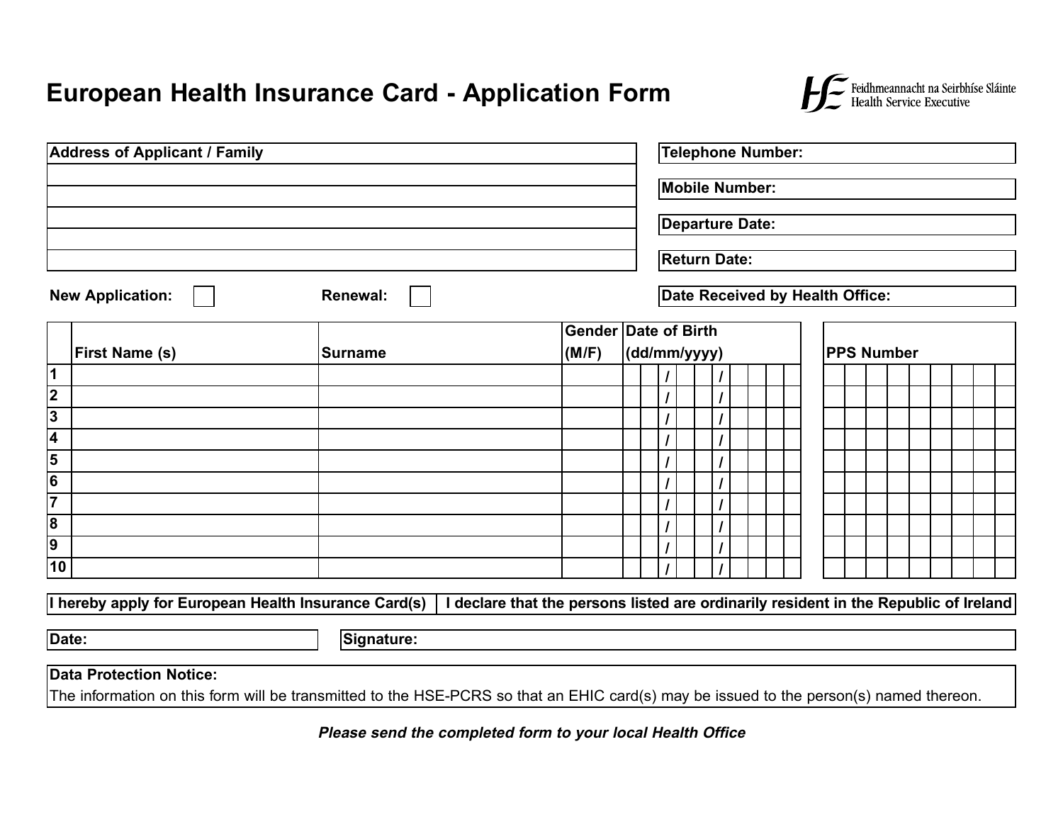# European Health Insurance Card - Application Form

Feidhmeannacht na Seirbhíse Sláinte
Health Service Executive

| Address of Applicant / Family |
|---|
| |
| |
| |
| |
| |

**Telephone Number:**

**Mobile Number:**

**Departure Date:**

**Return Date:**

**New Application:** ☐ **Renewal:** ☐

**Date Received by Health Office:**

| | First Name (s) | Surname | Gender (M/F) | Date of Birth (dd/mm/yyyy) | PPS Number |
|---|---|---|---|---|---|
| 1 | | | | / / | |
| 2 | | | | / / | |
| 3 | | | | / / | |
| 4 | | | | / / | |
| 5 | | | | / / | |
| 6 | | | | / / | |
| 7 | | | | / / | |
| 8 | | | | / / | |
| 9 | | | | / / | |
| 10 | | | | / / | |

**I hereby apply for European Health Insurance Card(s)** | **I declare that the persons listed are ordinarily resident in the Republic of Ireland**

**Date:**

**Signature:**

**Data Protection Notice:**
The information on this form will be transmitted to the HSE-PCRS so that an EHIC card(s) may be issued to the person(s) named thereon.

***Please send the completed form to your local Health Office***